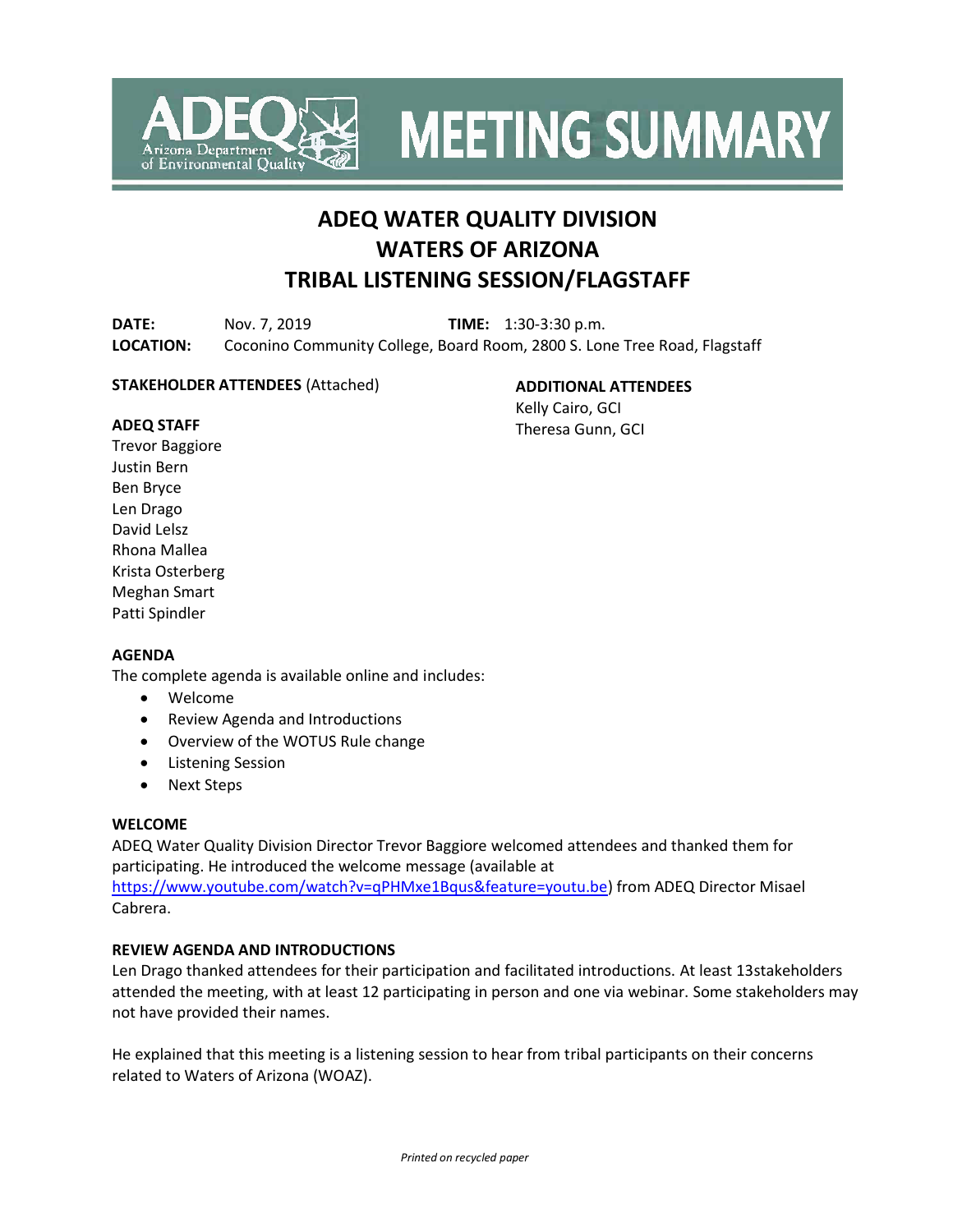# MEETING SUMMARY

## ADEQ WATER QUALITY DIVISION
## WATERS OF ARIZONA
## TRIBAL LISTENING SESSION/FLAGSTAFF

**DATE:** Nov. 7, 2019 **TIME:** 1:30-3:30 p.m.
**LOCATION:** Coconino Community College, Board Room, 2800 S. Lone Tree Road, Flagstaff

**STAKEHOLDER ATTENDEES** (Attached)

**ADDITIONAL ATTENDEES**
Kelly Cairo, GCI
Theresa Gunn, GCI

**ADEQ STAFF**
Trevor Baggiore
Justin Bern
Ben Bryce
Len Drago
David Lelsz
Rhona Mallea
Krista Osterberg
Meghan Smart
Patti Spindler

**AGENDA**
The complete agenda is available online and includes:

- Welcome
- Review Agenda and Introductions
- Overview of the WOTUS Rule change
- Listening Session
- Next Steps

**WELCOME**
ADEQ Water Quality Division Director Trevor Baggiore welcomed attendees and thanked them for participating. He introduced the welcome message (available at https://www.youtube.com/watch?v=qPHMxe1Bqus&feature=youtu.be) from ADEQ Director Misael Cabrera.

**REVIEW AGENDA AND INTRODUCTIONS**
Len Drago thanked attendees for their participation and facilitated introductions. At least 13stakeholders attended the meeting, with at least 12 participating in person and one via webinar. Some stakeholders may not have provided their names.

He explained that this meeting is a listening session to hear from tribal participants on their concerns related to Waters of Arizona (WOAZ).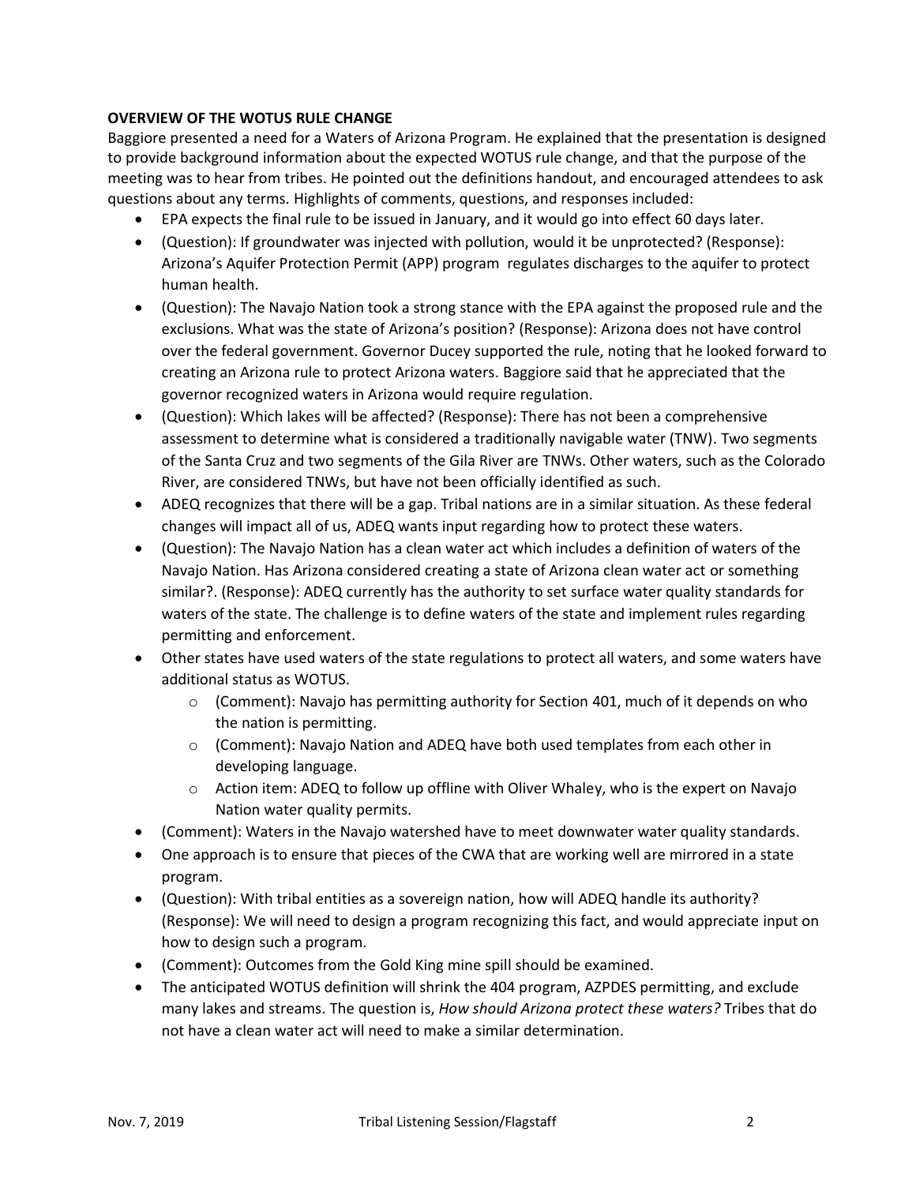**OVERVIEW OF THE WOTUS RULE CHANGE**

Baggiore presented a need for a Waters of Arizona Program. He explained that the presentation is designed to provide background information about the expected WOTUS rule change, and that the purpose of the meeting was to hear from tribes. He pointed out the definitions handout, and encouraged attendees to ask questions about any terms. Highlights of comments, questions, and responses included:

- EPA expects the final rule to be issued in January, and it would go into effect 60 days later.
- (Question): If groundwater was injected with pollution, would it be unprotected? (Response): Arizona's Aquifer Protection Permit (APP) program regulates discharges to the aquifer to protect human health.
- (Question): The Navajo Nation took a strong stance with the EPA against the proposed rule and the exclusions. What was the state of Arizona's position? (Response): Arizona does not have control over the federal government. Governor Ducey supported the rule, noting that he looked forward to creating an Arizona rule to protect Arizona waters. Baggiore said that he appreciated that the governor recognized waters in Arizona would require regulation.
- (Question): Which lakes will be affected? (Response): There has not been a comprehensive assessment to determine what is considered a traditionally navigable water (TNW). Two segments of the Santa Cruz and two segments of the Gila River are TNWs. Other waters, such as the Colorado River, are considered TNWs, but have not been officially identified as such.
- ADEQ recognizes that there will be a gap. Tribal nations are in a similar situation. As these federal changes will impact all of us, ADEQ wants input regarding how to protect these waters.
- (Question): The Navajo Nation has a clean water act which includes a definition of waters of the Navajo Nation. Has Arizona considered creating a state of Arizona clean water act or something similar?. (Response): ADEQ currently has the authority to set surface water quality standards for waters of the state. The challenge is to define waters of the state and implement rules regarding permitting and enforcement.
- Other states have used waters of the state regulations to protect all waters, and some waters have additional status as WOTUS.
    - (Comment): Navajo has permitting authority for Section 401, much of it depends on who the nation is permitting.
    - (Comment): Navajo Nation and ADEQ have both used templates from each other in developing language.
    - Action item: ADEQ to follow up offline with Oliver Whaley, who is the expert on Navajo Nation water quality permits.
- (Comment): Waters in the Navajo watershed have to meet downwater water quality standards.
- One approach is to ensure that pieces of the CWA that are working well are mirrored in a state program.
- (Question): With tribal entities as a sovereign nation, how will ADEQ handle its authority? (Response): We will need to design a program recognizing this fact, and would appreciate input on how to design such a program.
- (Comment): Outcomes from the Gold King mine spill should be examined.
- The anticipated WOTUS definition will shrink the 404 program, AZPDES permitting, and exclude many lakes and streams. The question is, *How should Arizona protect these waters?* Tribes that do not have a clean water act will need to make a similar determination.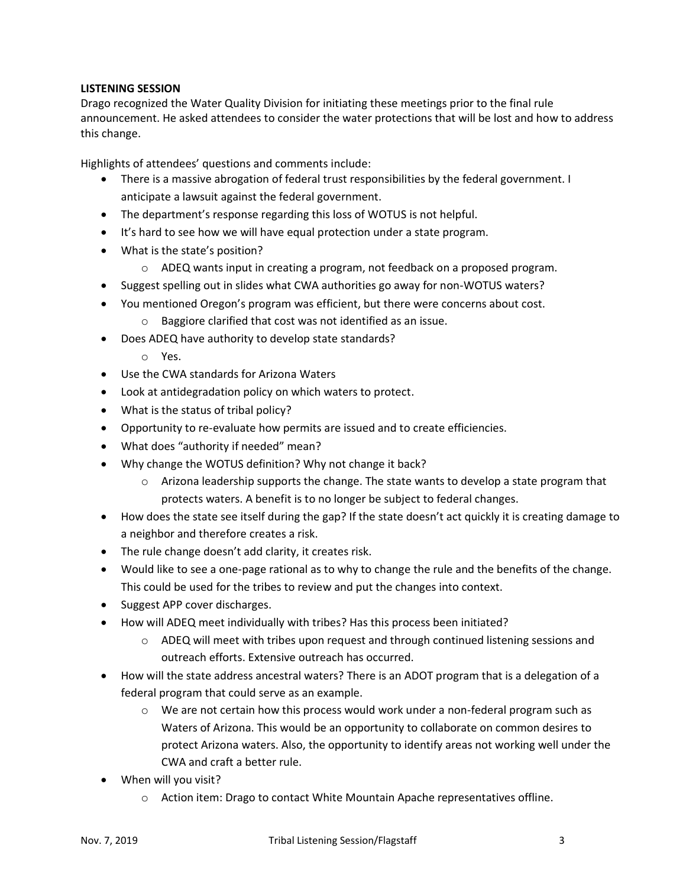**LISTENING SESSION**

Drago recognized the Water Quality Division for initiating these meetings prior to the final rule announcement. He asked attendees to consider the water protections that will be lost and how to address this change.

Highlights of attendees' questions and comments include:

- There is a massive abrogation of federal trust responsibilities by the federal government. I anticipate a lawsuit against the federal government.
- The department's response regarding this loss of WOTUS is not helpful.
- It's hard to see how we will have equal protection under a state program.
- What is the state's position?
  - ADEQ wants input in creating a program, not feedback on a proposed program.
- Suggest spelling out in slides what CWA authorities go away for non-WOTUS waters?
- You mentioned Oregon's program was efficient, but there were concerns about cost.
  - Baggiore clarified that cost was not identified as an issue.
- Does ADEQ have authority to develop state standards?
  - Yes.
- Use the CWA standards for Arizona Waters
- Look at antidegradation policy on which waters to protect.
- What is the status of tribal policy?
- Opportunity to re-evaluate how permits are issued and to create efficiencies.
- What does "authority if needed" mean?
- Why change the WOTUS definition? Why not change it back?
  - Arizona leadership supports the change. The state wants to develop a state program that protects waters. A benefit is to no longer be subject to federal changes.
- How does the state see itself during the gap? If the state doesn't act quickly it is creating damage to a neighbor and therefore creates a risk.
- The rule change doesn't add clarity, it creates risk.
- Would like to see a one-page rational as to why to change the rule and the benefits of the change. This could be used for the tribes to review and put the changes into context.
- Suggest APP cover discharges.
- How will ADEQ meet individually with tribes? Has this process been initiated?
  - ADEQ will meet with tribes upon request and through continued listening sessions and outreach efforts. Extensive outreach has occurred.
- How will the state address ancestral waters? There is an ADOT program that is a delegation of a federal program that could serve as an example.
  - We are not certain how this process would work under a non-federal program such as Waters of Arizona. This would be an opportunity to collaborate on common desires to protect Arizona waters. Also, the opportunity to identify areas not working well under the CWA and craft a better rule.
- When will you visit?
  - Action item: Drago to contact White Mountain Apache representatives offline.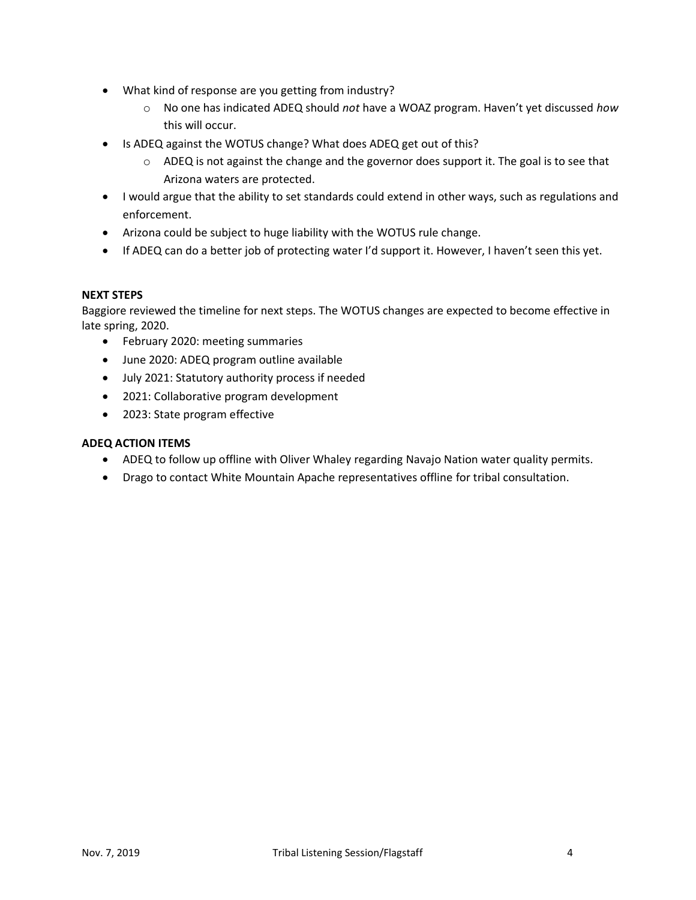- What kind of response are you getting from industry?
  - No one has indicated ADEQ should *not* have a WOAZ program. Haven't yet discussed *how* this will occur.
- Is ADEQ against the WOTUS change? What does ADEQ get out of this?
  - ADEQ is not against the change and the governor does support it. The goal is to see that Arizona waters are protected.
- I would argue that the ability to set standards could extend in other ways, such as regulations and enforcement.
- Arizona could be subject to huge liability with the WOTUS rule change.
- If ADEQ can do a better job of protecting water I'd support it. However, I haven't seen this yet.

**NEXT STEPS**

Baggiore reviewed the timeline for next steps. The WOTUS changes are expected to become effective in late spring, 2020.

- February 2020: meeting summaries
- June 2020: ADEQ program outline available
- July 2021: Statutory authority process if needed
- 2021: Collaborative program development
- 2023: State program effective

**ADEQ ACTION ITEMS**

- ADEQ to follow up offline with Oliver Whaley regarding Navajo Nation water quality permits.
- Drago to contact White Mountain Apache representatives offline for tribal consultation.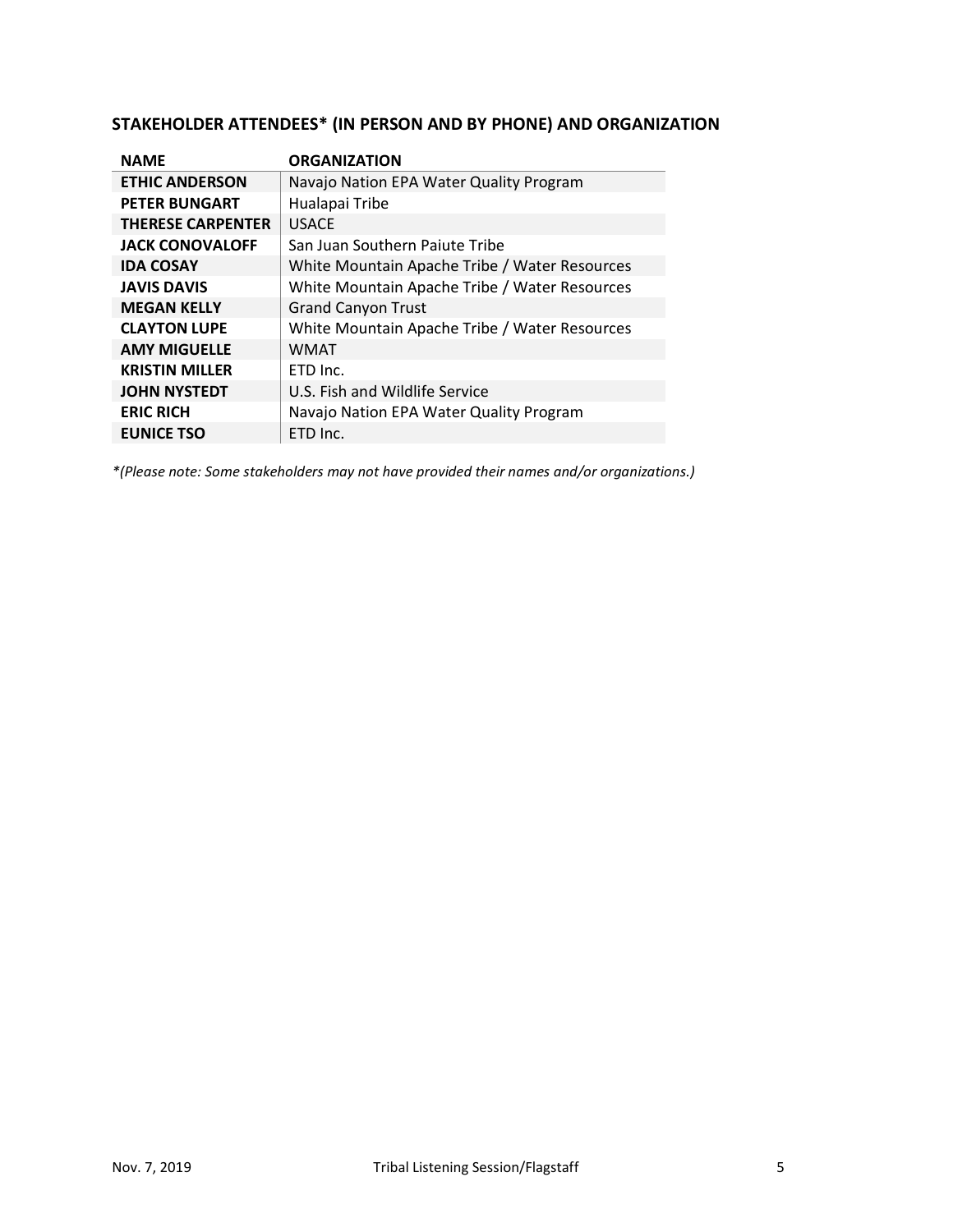## STAKEHOLDER ATTENDEES* (IN PERSON AND BY PHONE) AND ORGANIZATION

| NAME | ORGANIZATION |
|---|---|
| **ETHIC ANDERSON** | Navajo Nation EPA Water Quality Program |
| **PETER BUNGART** | Hualapai Tribe |
| **THERESE CARPENTER** | USACE |
| **JACK CONOVALOFF** | San Juan Southern Paiute Tribe |
| **IDA COSAY** | White Mountain Apache Tribe / Water Resources |
| **JAVIS DAVIS** | White Mountain Apache Tribe / Water Resources |
| **MEGAN KELLY** | Grand Canyon Trust |
| **CLAYTON LUPE** | White Mountain Apache Tribe / Water Resources |
| **AMY MIGUELLE** | WMAT |
| **KRISTIN MILLER** | ETD Inc. |
| **JOHN NYSTEDT** | U.S. Fish and Wildlife Service |
| **ERIC RICH** | Navajo Nation EPA Water Quality Program |
| **EUNICE TSO** | ETD Inc. |

*\*(Please note: Some stakeholders may not have provided their names and/or organizations.)*